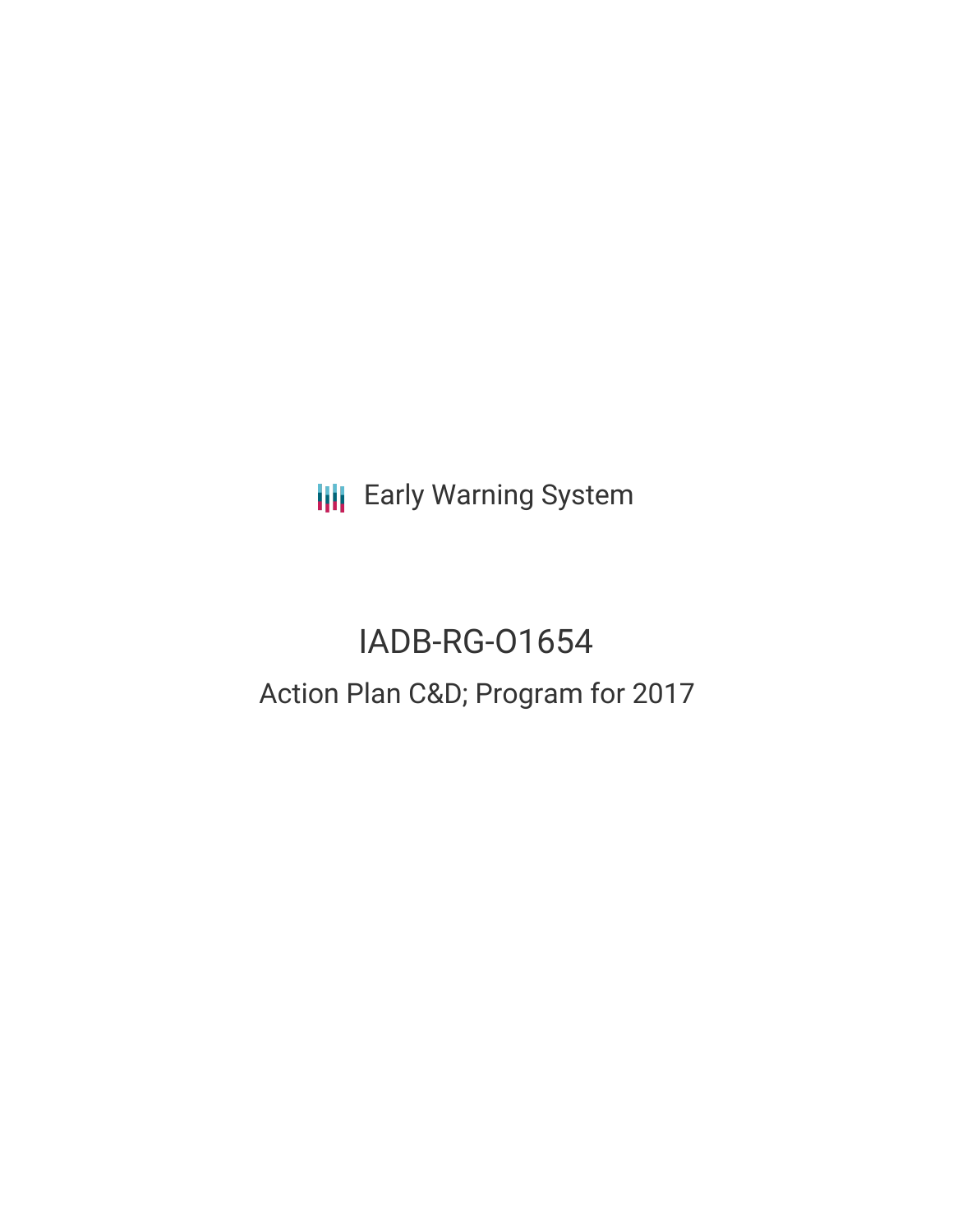Early Warning System

# IADB-RG-O1654

## Action Plan C&D; Program for 2017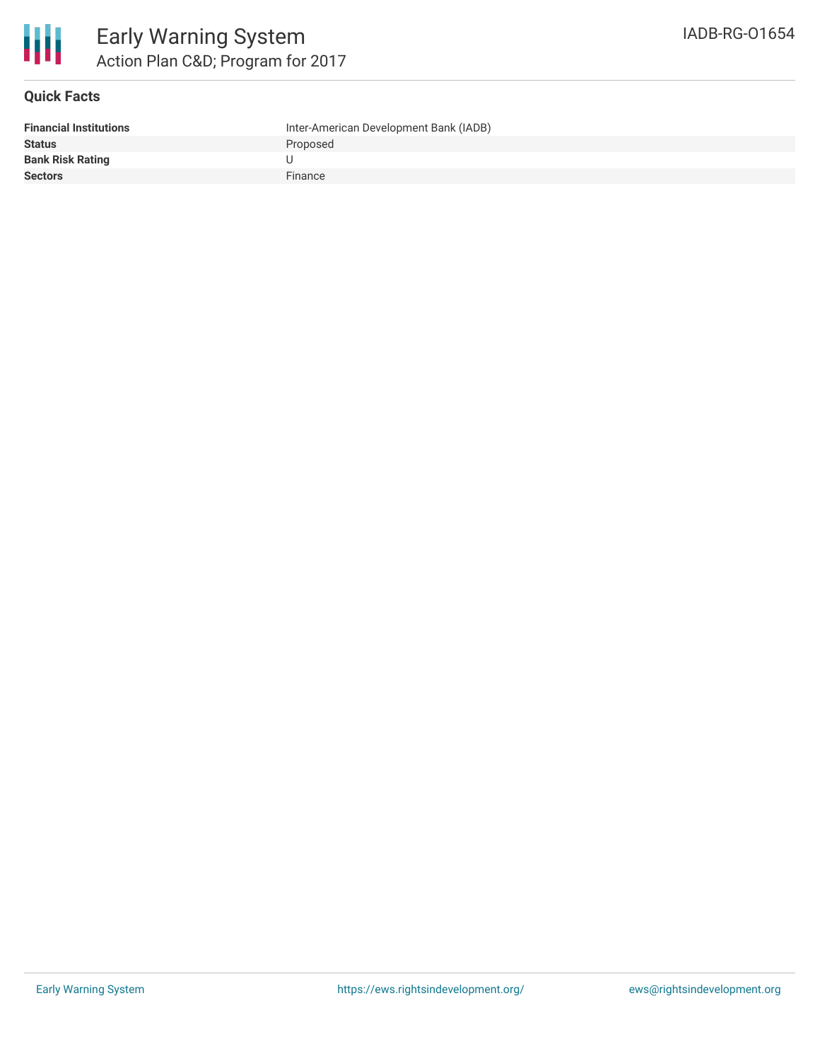# Early Warning System

## Action Plan C&D; Program for 2017

IADB-RG-O1654

### Quick Facts

| | |
|---|---|
| **Financial Institutions** | Inter-American Development Bank (IADB) |
| **Status** | Proposed |
| **Bank Risk Rating** | U |
| **Sectors** | Finance |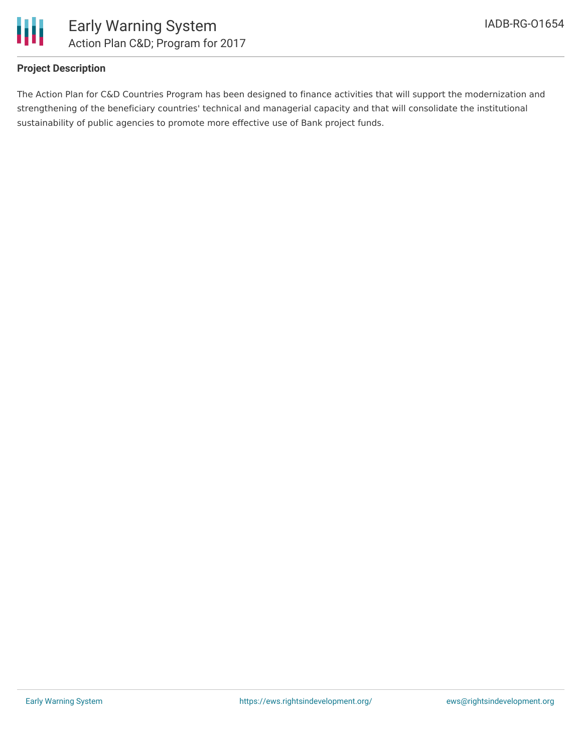**Project Description**

The Action Plan for C&D Countries Program has been designed to finance activities that will support the modernization and strengthening of the beneficiary countries' technical and managerial capacity and that will consolidate the institutional sustainability of public agencies to promote more effective use of Bank project funds.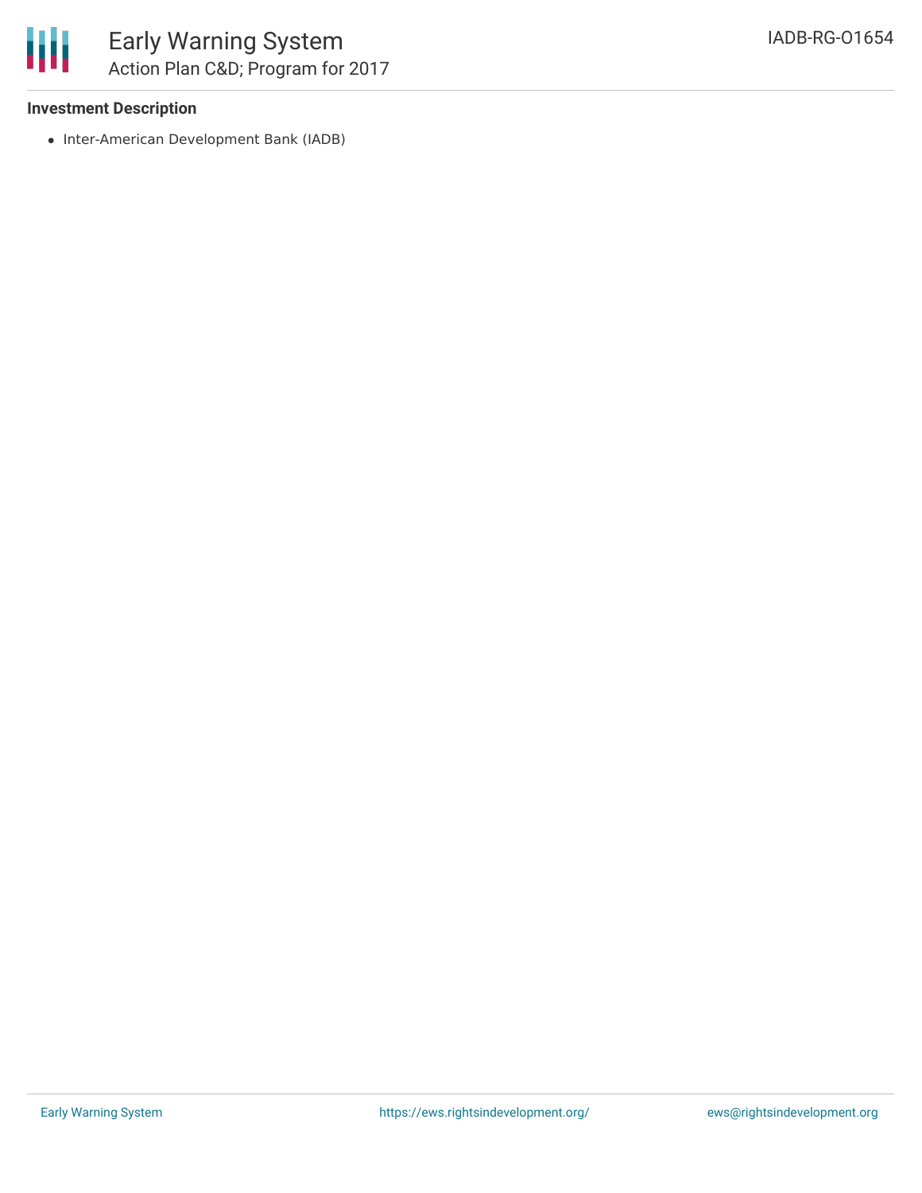**Investment Description**

- Inter-American Development Bank (IADB)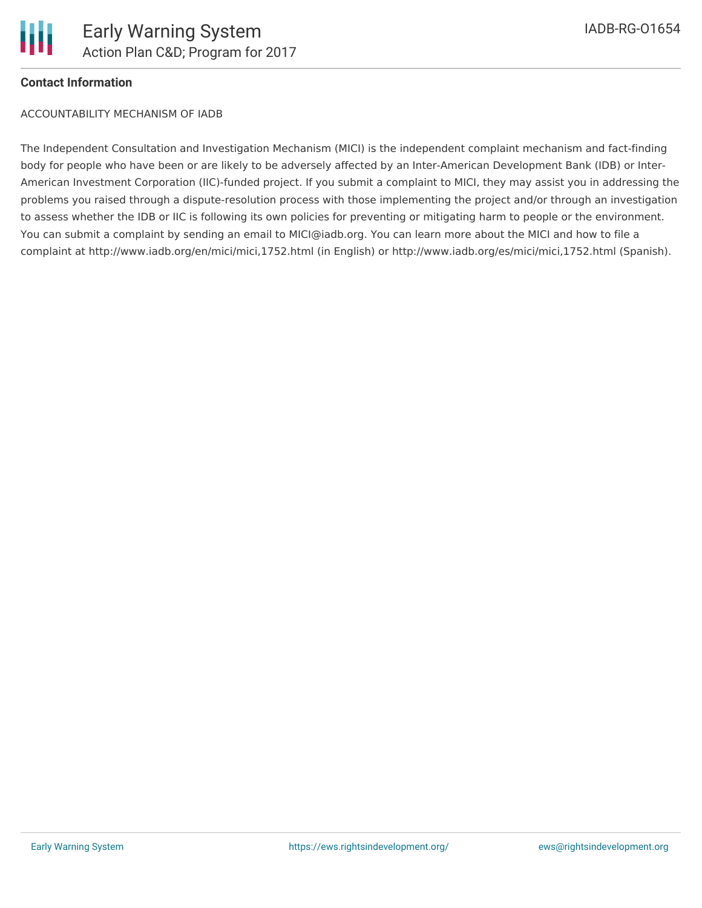**Contact Information**

ACCOUNTABILITY MECHANISM OF IADB

The Independent Consultation and Investigation Mechanism (MICI) is the independent complaint mechanism and fact-finding body for people who have been or are likely to be adversely affected by an Inter-American Development Bank (IDB) or Inter-American Investment Corporation (IIC)-funded project. If you submit a complaint to MICI, they may assist you in addressing the problems you raised through a dispute-resolution process with those implementing the project and/or through an investigation to assess whether the IDB or IIC is following its own policies for preventing or mitigating harm to people or the environment. You can submit a complaint by sending an email to MICI@iadb.org. You can learn more about the MICI and how to file a complaint at http://www.iadb.org/en/mici/mici,1752.html (in English) or http://www.iadb.org/es/mici/mici,1752.html (Spanish).